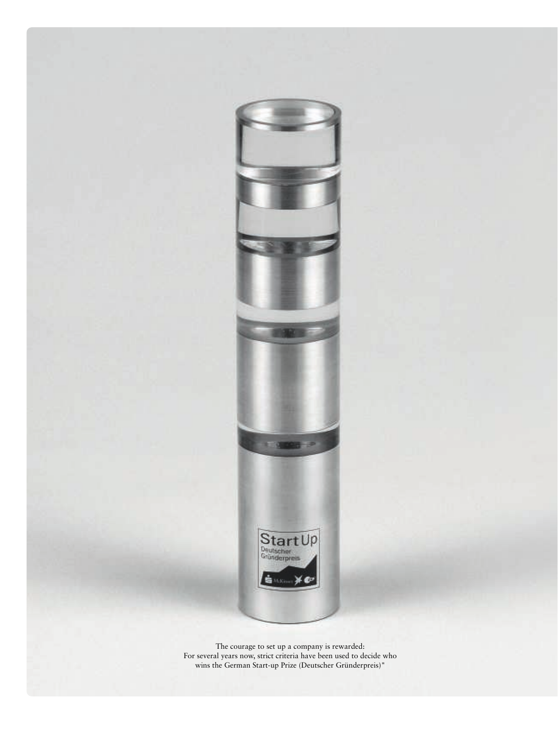The courage to set up a company is rewarded:
For several years now, strict criteria have been used to decide who wins the German Start-up Prize (Deutscher Gründerpreis)"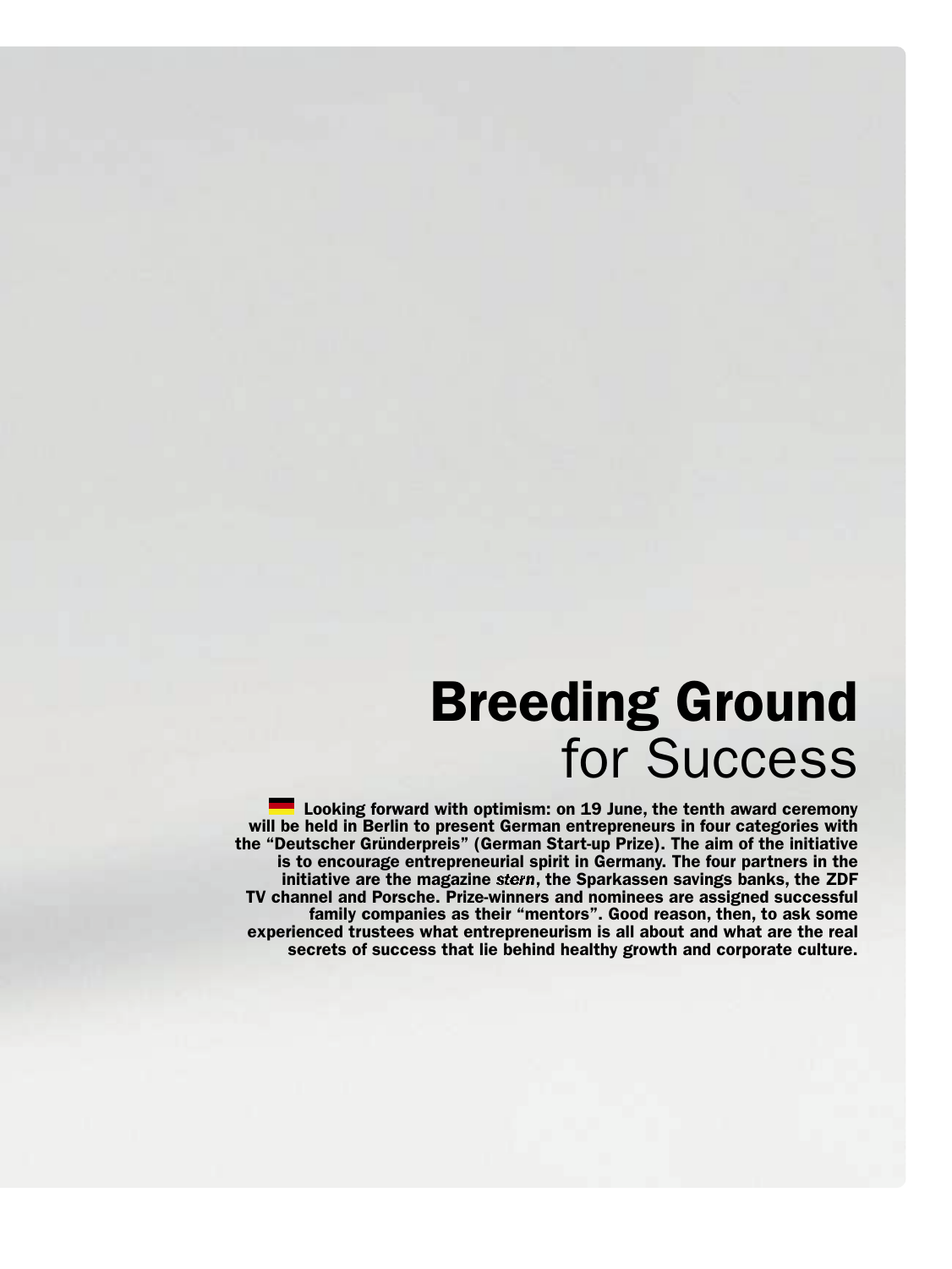# **Breeding Ground** for Success

**Looking forward with optimism: on 19 June, the tenth award ceremony will be held in Berlin to present German entrepreneurs in four categories with the "Deutscher Gründerpreis" (German Start-up Prize). The aim of the initiative is to encourage entrepreneurial spirit in Germany. The four partners in the initiative are the magazine *stern*, the Sparkassen savings banks, the ZDF TV channel and Porsche. Prize-winners and nominees are assigned successful family companies as their "mentors". Good reason, then, to ask some experienced trustees what entrepreneurism is all about and what are the real secrets of success that lie behind healthy growth and corporate culture.**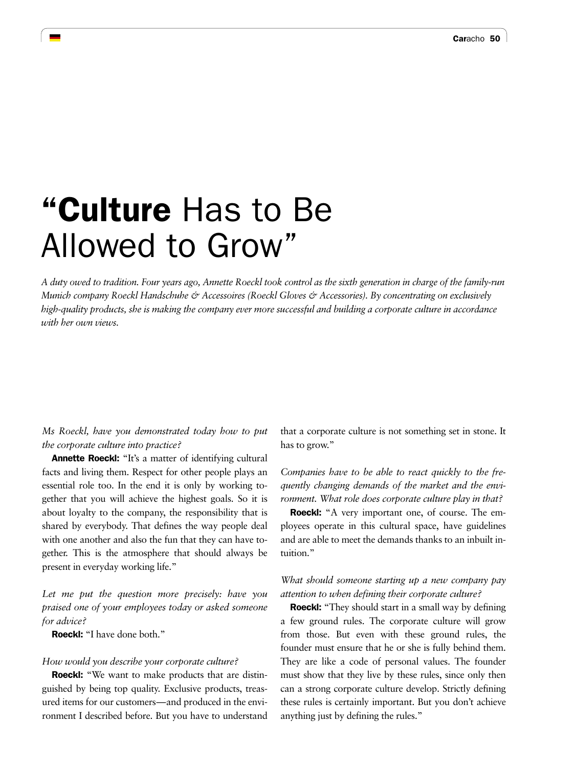# “**Culture** Has to Be Allowed to Grow”

*A duty owed to tradition. Four years ago, Annette Roeckl took control as the sixth generation in charge of the family-run Munich company Roeckl Handschuhe & Accessoires (Roeckl Gloves & Accessories). By concentrating on exclusively high-quality products, she is making the company ever more successful and building a corporate culture in accordance with her own views.*

*Ms Roeckl, have you demonstrated today how to put the corporate culture into practice?*

**Annette Roeckl:** “It’s a matter of identifying cultural facts and living them. Respect for other people plays an essential role too. In the end it is only by working together that you will achieve the highest goals. So it is about loyalty to the company, the responsibility that is shared by everybody. That defines the way people deal with one another and also the fun that they can have together. This is the atmosphere that should always be present in everyday working life.”

*Let me put the question more precisely: have you praised one of your employees today or asked someone for advice?*

**Roeckl:** “I have done both.”

*How would you describe your corporate culture?*

**Roeckl:** “We want to make products that are distinguished by being top quality. Exclusive products, treasured items for our customers—and produced in the environment I described before. But you have to understand that a corporate culture is not something set in stone. It has to grow.”

*Companies have to be able to react quickly to the frequently changing demands of the market and the environment. What role does corporate culture play in that?*

**Roeckl:** “A very important one, of course. The employees operate in this cultural space, have guidelines and are able to meet the demands thanks to an inbuilt intuition.”

*What should someone starting up a new company pay attention to when defining their corporate culture?*

**Roeckl:** “They should start in a small way by defining a few ground rules. The corporate culture will grow from those. But even with these ground rules, the founder must ensure that he or she is fully behind them. They are like a code of personal values. The founder must show that they live by these rules, since only then can a strong corporate culture develop. Strictly defining these rules is certainly important. But you don’t achieve anything just by defining the rules.”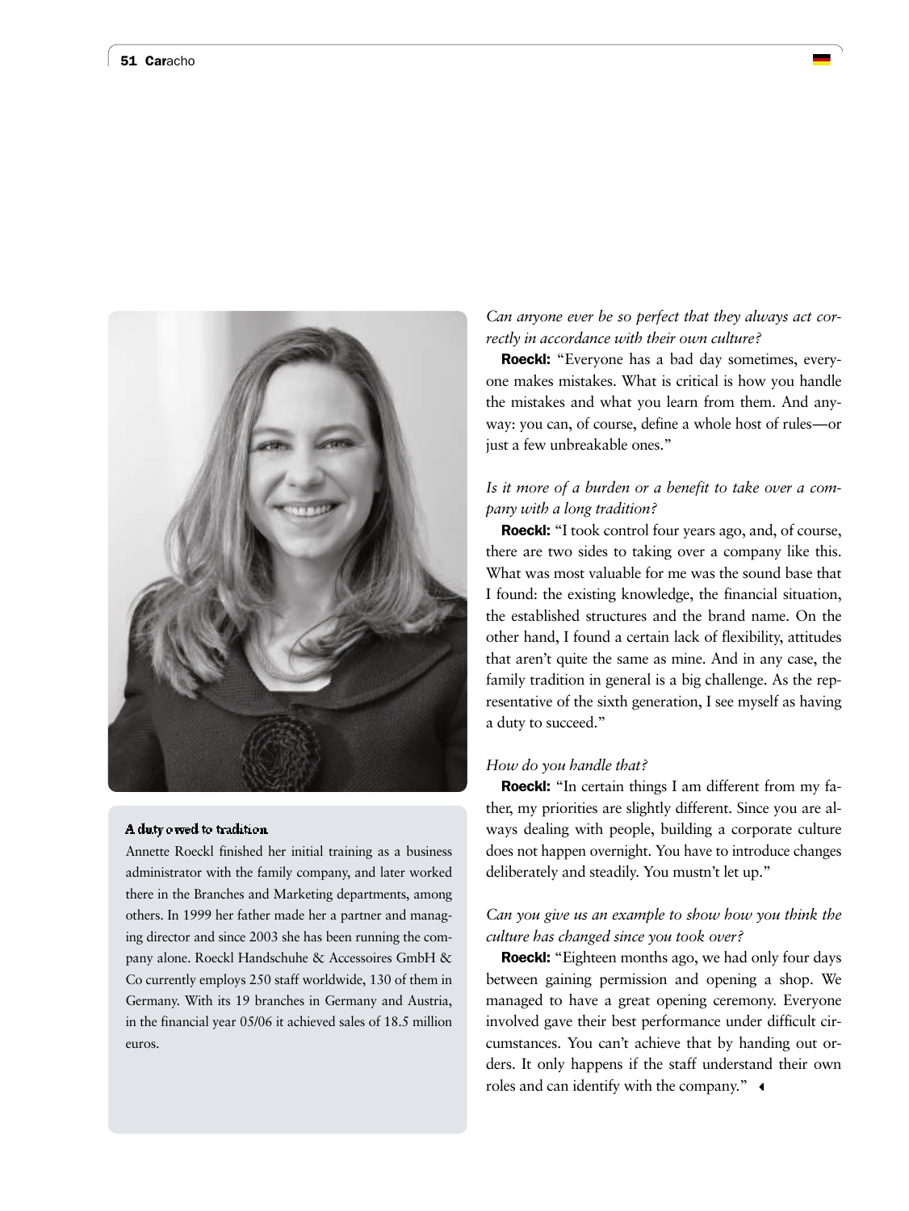### A duty owed to tradition

Annette Roeckl finished her initial training as a business administrator with the family company, and later worked there in the Branches and Marketing departments, among others. In 1999 her father made her a partner and managing director and since 2003 she has been running the company alone. Roeckl Handschuhe & Accessoires GmbH & Co currently employs 250 staff worldwide, 130 of them in Germany. With its 19 branches in Germany and Austria, in the financial year 05/06 it achieved sales of 18.5 million euros.

*Can anyone ever be so perfect that they always act correctly in accordance with their own culture?*

**Roeckl:** "Everyone has a bad day sometimes, everyone makes mistakes. What is critical is how you handle the mistakes and what you learn from them. And anyway: you can, of course, define a whole host of rules—or just a few unbreakable ones."

*Is it more of a burden or a benefit to take over a company with a long tradition?*

**Roeckl:** "I took control four years ago, and, of course, there are two sides to taking over a company like this. What was most valuable for me was the sound base that I found: the existing knowledge, the financial situation, the established structures and the brand name. On the other hand, I found a certain lack of flexibility, attitudes that aren't quite the same as mine. And in any case, the family tradition in general is a big challenge. As the representative of the sixth generation, I see myself as having a duty to succeed."

*How do you handle that?*

**Roeckl:** "In certain things I am different from my father, my priorities are slightly different. Since you are always dealing with people, building a corporate culture does not happen overnight. You have to introduce changes deliberately and steadily. You mustn't let up."

*Can you give us an example to show how you think the culture has changed since you took over?*

**Roeckl:** "Eighteen months ago, we had only four days between gaining permission and opening a shop. We managed to have a great opening ceremony. Everyone involved gave their best performance under difficult circumstances. You can't achieve that by handing out orders. It only happens if the staff understand their own roles and can identify with the company."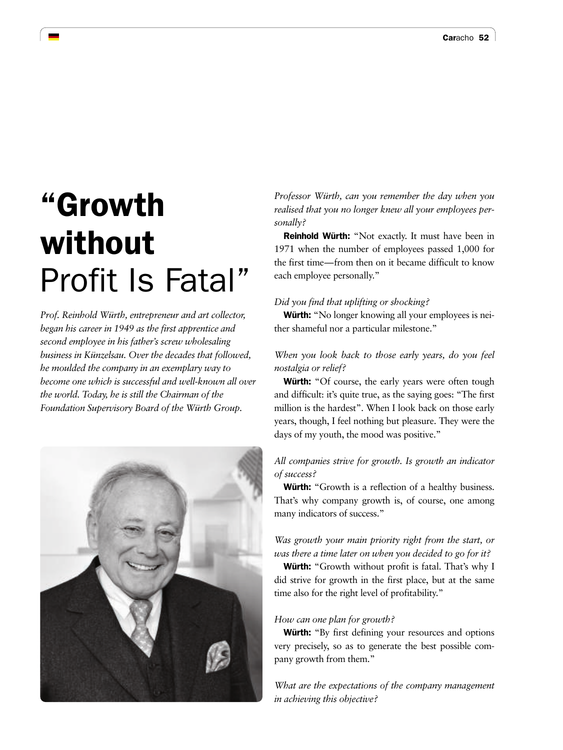# "Growth without Profit Is Fatal"

*Prof. Reinhold Würth, entrepreneur and art collector, began his career in 1949 as the first apprentice and second employee in his father's screw wholesaling business in Künzelsau. Over the decades that followed, he moulded the company in an exemplary way to become one which is successful and well-known all over the world. Today, he is still the Chairman of the Foundation Supervisory Board of the Würth Group.*

*Professor Würth, can you remember the day when you realised that you no longer knew all your employees personally?*

**Reinhold Würth:** "Not exactly. It must have been in 1971 when the number of employees passed 1,000 for the first time—from then on it became difficult to know each employee personally."

*Did you find that uplifting or shocking?*

**Würth:** "No longer knowing all your employees is neither shameful nor a particular milestone."

*When you look back to those early years, do you feel nostalgia or relief?*

**Würth:** "Of course, the early years were often tough and difficult: it's quite true, as the saying goes: "The first million is the hardest". When I look back on those early years, though, I feel nothing but pleasure. They were the days of my youth, the mood was positive."

*All companies strive for growth. Is growth an indicator of success?*

**Würth:** "Growth is a reflection of a healthy business. That's why company growth is, of course, one among many indicators of success."

*Was growth your main priority right from the start, or was there a time later on when you decided to go for it?*

**Würth:** "Growth without profit is fatal. That's why I did strive for growth in the first place, but at the same time also for the right level of profitability."

*How can one plan for growth?*

**Würth:** "By first defining your resources and options very precisely, so as to generate the best possible company growth from them."

*What are the expectations of the company management in achieving this objective?*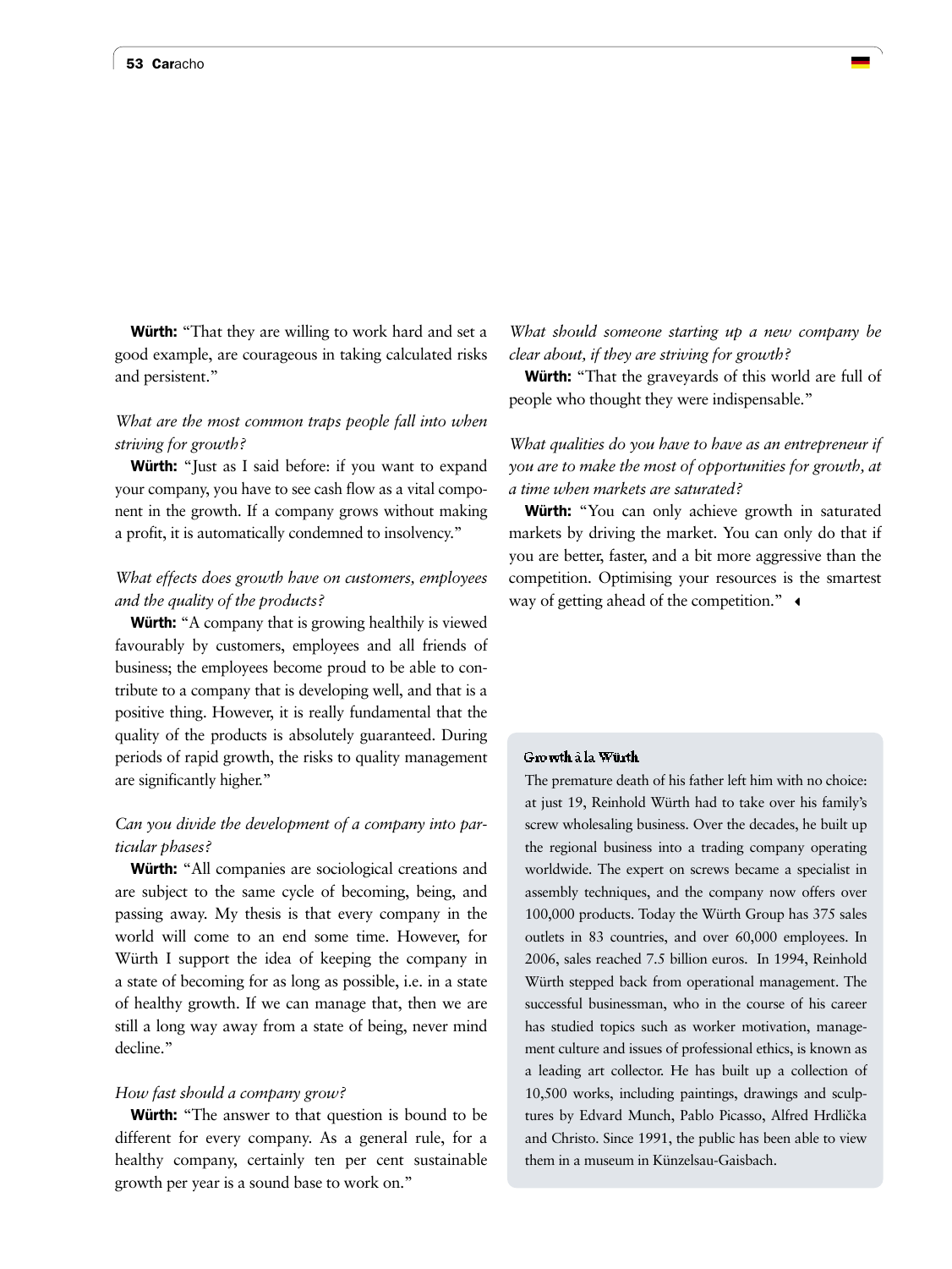**Würth:** "That they are willing to work hard and set a good example, are courageous in taking calculated risks and persistent."

*What are the most common traps people fall into when striving for growth?*

**Würth:** "Just as I said before: if you want to expand your company, you have to see cash flow as a vital component in the growth. If a company grows without making a profit, it is automatically condemned to insolvency."

*What effects does growth have on customers, employees and the quality of the products?*

**Würth:** "A company that is growing healthily is viewed favourably by customers, employees and all friends of business; the employees become proud to be able to contribute to a company that is developing well, and that is a positive thing. However, it is really fundamental that the quality of the products is absolutely guaranteed. During periods of rapid growth, the risks to quality management are significantly higher."

*Can you divide the development of a company into particular phases?*

**Würth:** "All companies are sociological creations and are subject to the same cycle of becoming, being, and passing away. My thesis is that every company in the world will come to an end some time. However, for Würth I support the idea of keeping the company in a state of becoming for as long as possible, i.e. in a state of healthy growth. If we can manage that, then we are still a long way away from a state of being, never mind decline."

*How fast should a company grow?*

**Würth:** "The answer to that question is bound to be different for every company. As a general rule, for a healthy company, certainly ten per cent sustainable growth per year is a sound base to work on."

*What should someone starting up a new company be clear about, if they are striving for growth?*

**Würth:** "That the graveyards of this world are full of people who thought they were indispensable."

*What qualities do you have to have as an entrepreneur if you are to make the most of opportunities for growth, at a time when markets are saturated?*

**Würth:** "You can only achieve growth in saturated markets by driving the market. You can only do that if you are better, faster, and a bit more aggressive than the competition. Optimising your resources is the smartest way of getting ahead of the competition."

**Growth à la Würth**

The premature death of his father left him with no choice: at just 19, Reinhold Würth had to take over his family's screw wholesaling business. Over the decades, he built up the regional business into a trading company operating worldwide. The expert on screws became a specialist in assembly techniques, and the company now offers over 100,000 products. Today the Würth Group has 375 sales outlets in 83 countries, and over 60,000 employees. In 2006, sales reached 7.5 billion euros. In 1994, Reinhold Würth stepped back from operational management. The successful businessman, who in the course of his career has studied topics such as worker motivation, management culture and issues of professional ethics, is known as a leading art collector. He has built up a collection of 10,500 works, including paintings, drawings and sculptures by Edvard Munch, Pablo Picasso, Alfred Hrdlička and Christo. Since 1991, the public has been able to view them in a museum in Künzelsau-Gaisbach.